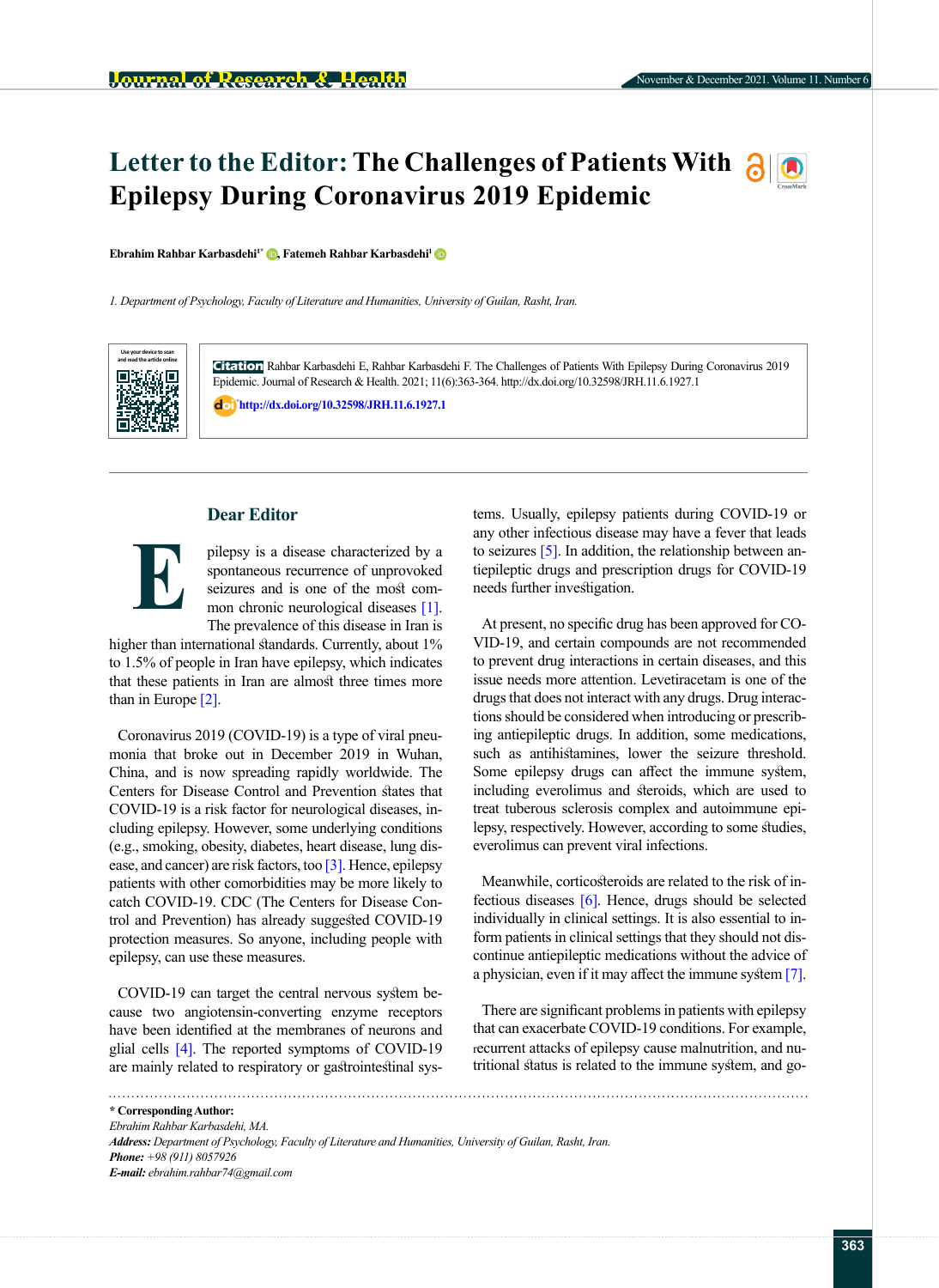# Letter to the Editor: The Challenges of Patients With Epilepsy During Coronavirus 2019 Epidemic

**Ebrahim Rahbar Karbasdehi[1*], Fatemeh Rahbar Karbasdehi[1]**

*1. Department of Psychology, Faculty of Literature and Humanities, University of Guilan, Rasht, Iran.*

**Citation** Rahbar Karbasdehi E, Rahbar Karbasdehi F. The Challenges of Patients With Epilepsy During Coronavirus 2019 Epidemic. Journal of Research & Health. 2021; 11(6):363-364. http://dx.doi.org/10.32598/JRH.11.6.1927.1

http://dx.doi.org/10.32598/JRH.11.6.1927.1

## Dear Editor

Epilepsy is a disease characterized by a spontaneous recurrence of unprovoked seizures and is one of the most common chronic neurological diseases [1]. The prevalence of this disease in Iran is higher than international standards. Currently, about 1% to 1.5% of people in Iran have epilepsy, which indicates that these patients in Iran are almost three times more than in Europe [2].

Coronavirus 2019 (COVID-19) is a type of viral pneumonia that broke out in December 2019 in Wuhan, China, and is now spreading rapidly worldwide. The Centers for Disease Control and Prevention states that COVID-19 is a risk factor for neurological diseases, including epilepsy. However, some underlying conditions (e.g., smoking, obesity, diabetes, heart disease, lung disease, and cancer) are risk factors, too [3]. Hence, epilepsy patients with other comorbidities may be more likely to catch COVID-19. CDC (The Centers for Disease Control and Prevention) has already suggested COVID-19 protection measures. So anyone, including people with epilepsy, can use these measures.

COVID-19 can target the central nervous system because two angiotensin-converting enzyme receptors have been identified at the membranes of neurons and glial cells [4]. The reported symptoms of COVID-19 are mainly related to respiratory or gastrointestinal systems. Usually, epilepsy patients during COVID-19 or any other infectious disease may have a fever that leads to seizures [5]. In addition, the relationship between antiepileptic drugs and prescription drugs for COVID-19 needs further investigation.

At present, no specific drug has been approved for COVID-19, and certain compounds are not recommended to prevent drug interactions in certain diseases, and this issue needs more attention. Levetiracetam is one of the drugs that does not interact with any drugs. Drug interactions should be considered when introducing or prescribing antiepileptic drugs. In addition, some medications, such as antihistamines, lower the seizure threshold. Some epilepsy drugs can affect the immune system, including everolimus and steroids, which are used to treat tuberous sclerosis complex and autoimmune epilepsy, respectively. However, according to some studies, everolimus can prevent viral infections.

Meanwhile, corticosteroids are related to the risk of infectious diseases [6]. Hence, drugs should be selected individually in clinical settings. It is also essential to inform patients in clinical settings that they should not discontinue antiepileptic medications without the advice of a physician, even if it may affect the immune system [7].

There are significant problems in patients with epilepsy that can exacerbate COVID-19 conditions. For example, recurrent attacks of epilepsy cause malnutrition, and nutritional status is related to the immune system, and go-

---

**\* Corresponding Author:**

*Ebrahim Rahbar Karbasdehi, MA.*

***Address:*** *Department of Psychology, Faculty of Literature and Humanities, University of Guilan, Rasht, Iran.*

***Phone:*** *+98 (911) 8057926*

***E-mail:*** *ebrahim.rahbar74@gmail.com*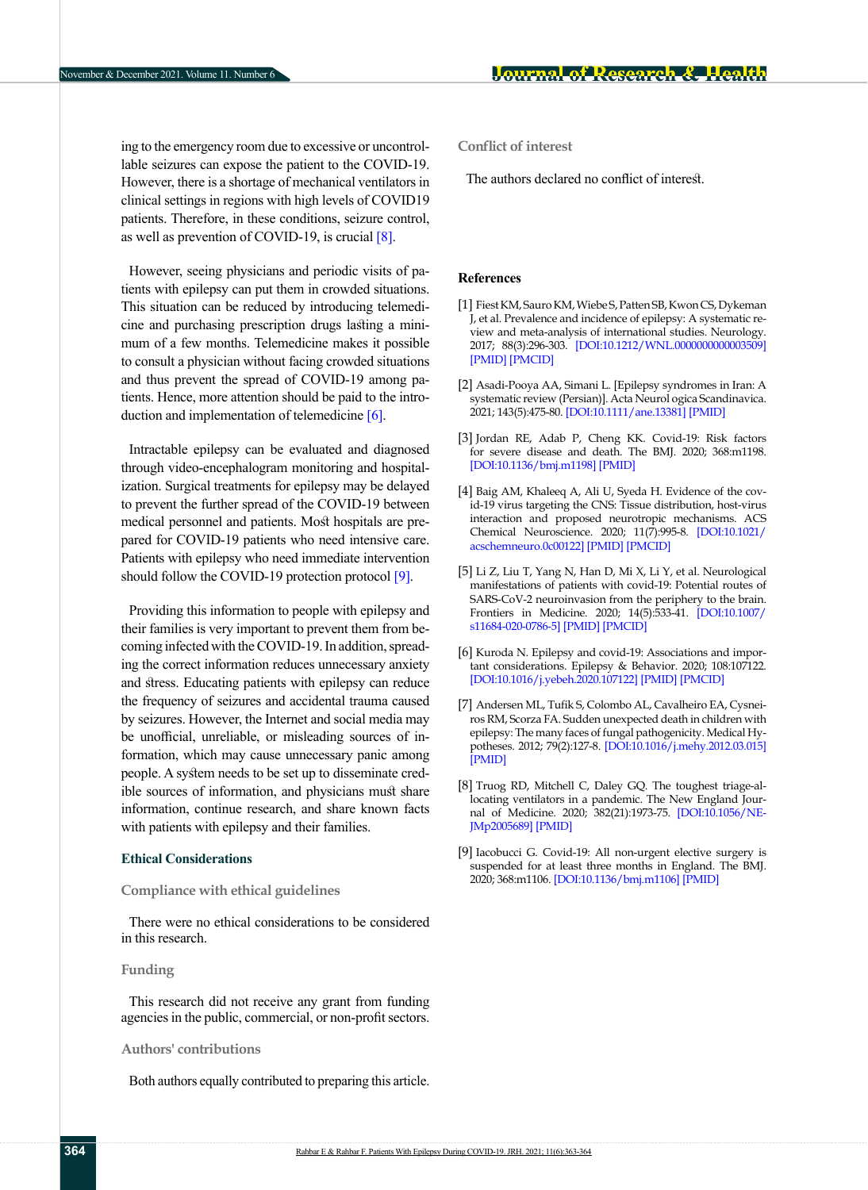ing to the emergency room due to excessive or uncontrollable seizures can expose the patient to the COVID-19. However, there is a shortage of mechanical ventilators in clinical settings in regions with high levels of COVID19 patients. Therefore, in these conditions, seizure control, as well as prevention of COVID-19, is crucial [8].

However, seeing physicians and periodic visits of patients with epilepsy can put them in crowded situations. This situation can be reduced by introducing telemedicine and purchasing prescription drugs lasting a minimum of a few months. Telemedicine makes it possible to consult a physician without facing crowded situations and thus prevent the spread of COVID-19 among patients. Hence, more attention should be paid to the introduction and implementation of telemedicine [6].

Intractable epilepsy can be evaluated and diagnosed through video-encephalogram monitoring and hospitalization. Surgical treatments for epilepsy may be delayed to prevent the further spread of the COVID-19 between medical personnel and patients. Most hospitals are prepared for COVID-19 patients who need intensive care. Patients with epilepsy who need immediate intervention should follow the COVID-19 protection protocol [9].

Providing this information to people with epilepsy and their families is very important to prevent them from becoming infected with the COVID-19. In addition, spreading the correct information reduces unnecessary anxiety and stress. Educating patients with epilepsy can reduce the frequency of seizures and accidental trauma caused by seizures. However, the Internet and social media may be unofficial, unreliable, or misleading sources of information, which may cause unnecessary panic among people. A system needs to be set up to disseminate credible sources of information, and physicians must share information, continue research, and share known facts with patients with epilepsy and their families.

## Ethical Considerations

### Compliance with ethical guidelines

There were no ethical considerations to be considered in this research.

### Funding

This research did not receive any grant from funding agencies in the public, commercial, or non-profit sectors.

### Authors' contributions

Both authors equally contributed to preparing this article.

### Conflict of interest

The authors declared no conflict of interest.

## References

[1] Fiest KM, Sauro KM, Wiebe S, Patten SB, Kwon CS, Dykeman J, et al. Prevalence and incidence of epilepsy: A systematic review and meta-analysis of international studies. Neurology. 2017; 88(3):296-303. [DOI:10.1212/WNL.0000000000003509] [PMID] [PMCID]

[2] Asadi-Pooya AA, Simani L. [Epilepsy syndromes in Iran: A systematic review (Persian)]. Acta Neurol ogica Scandinavica. 2021; 143(5):475-80. [DOI:10.1111/ane.13381] [PMID]

[3] Jordan RE, Adab P, Cheng KK. Covid-19: Risk factors for severe disease and death. The BMJ. 2020; 368:m1198. [DOI:10.1136/bmj.m1198] [PMID]

[4] Baig AM, Khaleeq A, Ali U, Syeda H. Evidence of the covid-19 virus targeting the CNS: Tissue distribution, host-virus interaction and proposed neurotropic mechanisms. ACS Chemical Neuroscience. 2020; 11(7):995-8. [DOI:10.1021/acschemneuro.0c00122] [PMID] [PMCID]

[5] Li Z, Liu T, Yang N, Han D, Mi X, Li Y, et al. Neurological manifestations of patients with covid-19: Potential routes of SARS-CoV-2 neuroinvasion from the periphery to the brain. Frontiers in Medicine. 2020; 14(5):533-41. [DOI:10.1007/s11684-020-0786-5] [PMID] [PMCID]

[6] Kuroda N. Epilepsy and covid-19: Associations and important considerations. Epilepsy & Behavior. 2020; 108:107122. [DOI:10.1016/j.yebeh.2020.107122] [PMID] [PMCID]

[7] Andersen ML, Tufik S, Colombo AL, Cavalheiro EA, Cysneiros RM, Scorza FA. Sudden unexpected death in children with epilepsy: The many faces of fungal pathogenicity. Medical Hypotheses. 2012; 79(2):127-8. [DOI:10.1016/j.mehy.2012.03.015] [PMID]

[8] Truog RD, Mitchell C, Daley GQ. The toughest triage-allocating ventilators in a pandemic. The New England Journal of Medicine. 2020; 382(21):1973-75. [DOI:10.1056/NEJMp2005689] [PMID]

[9] Iacobucci G. Covid-19: All non-urgent elective surgery is suspended for at least three months in England. The BMJ. 2020; 368:m1106. [DOI:10.1136/bmj.m1106] [PMID]